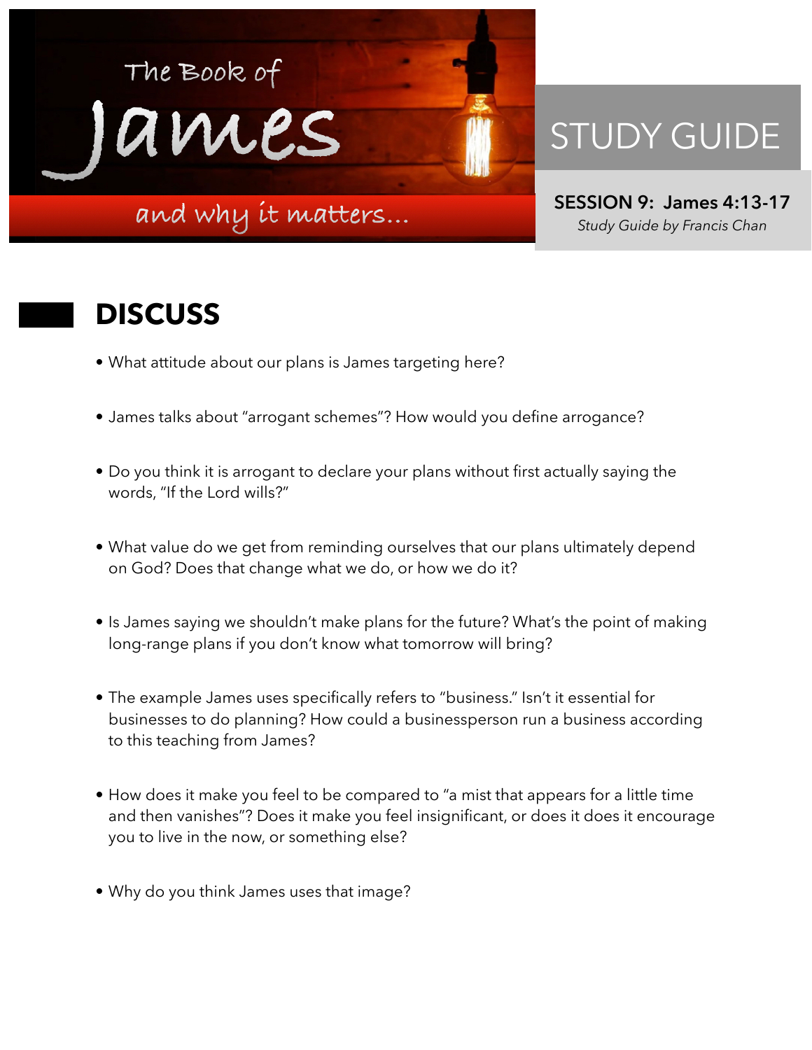# The Book of James

and why it matters...

## STUDY GUIDE

**SESSION 9: James 4:13-17**

*Study Guide by Francis Chan*

## DISCUSS

- What attitude about our plans is James targeting here?
- James talks about "arrogant schemes"? How would you define arrogance?
- Do you think it is arrogant to declare your plans without first actually saying the words, "If the Lord wills?"
- What value do we get from reminding ourselves that our plans ultimately depend on God? Does that change what we do, or how we do it?
- Is James saying we shouldn't make plans for the future? What's the point of making long-range plans if you don't know what tomorrow will bring?
- The example James uses specifically refers to "business." Isn't it essential for businesses to do planning? How could a businessperson run a business according to this teaching from James?
- How does it make you feel to be compared to "a mist that appears for a little time and then vanishes"? Does it make you feel insignificant, or does it does it encourage you to live in the now, or something else?
- Why do you think James uses that image?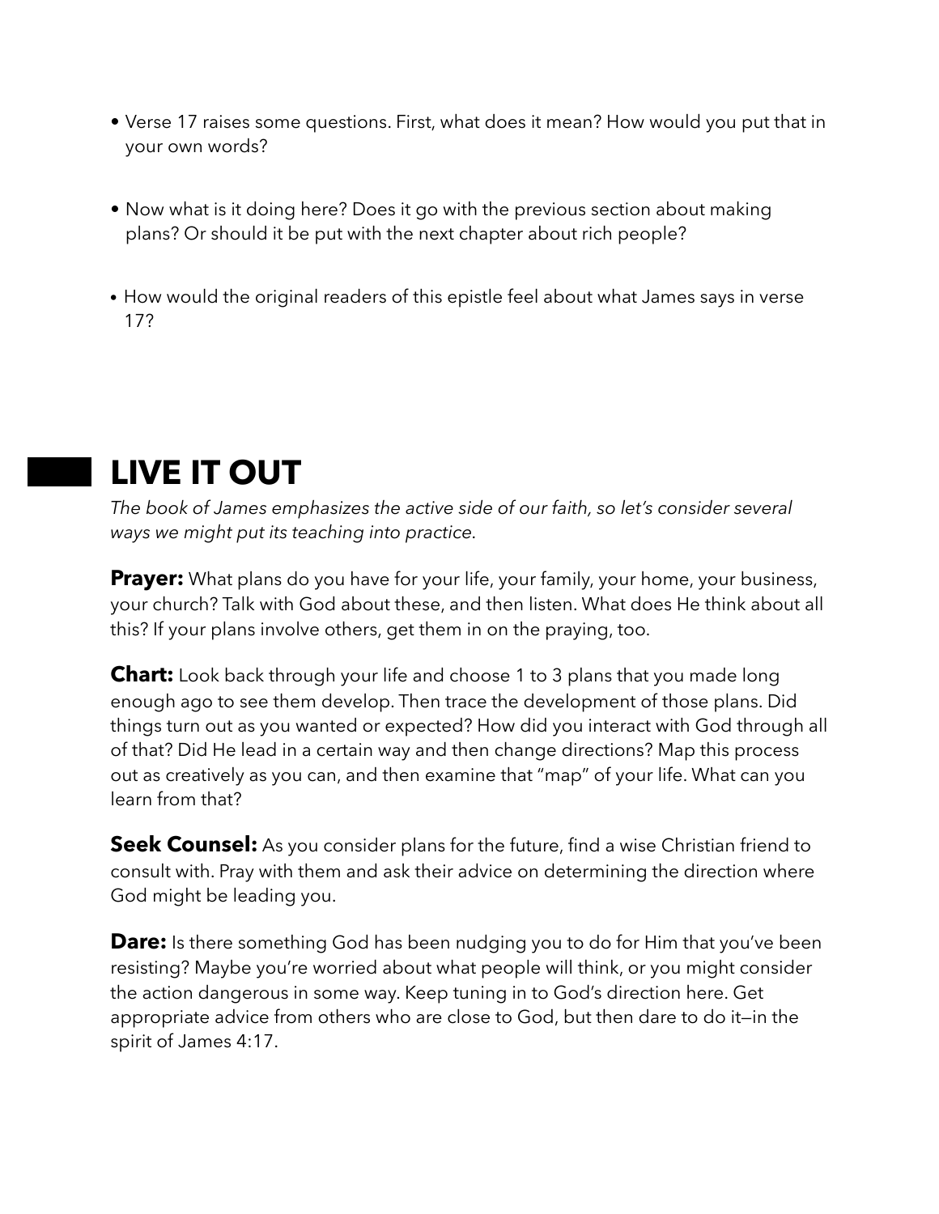- Verse 17 raises some questions. First, what does it mean? How would you put that in your own words?

- Now what is it doing here? Does it go with the previous section about making plans? Or should it be put with the next chapter about rich people?

- How would the original readers of this epistle feel about what James says in verse 17?

## LIVE IT OUT

*The book of James emphasizes the active side of our faith, so let's consider several ways we might put its teaching into practice.*

**Prayer:** What plans do you have for your life, your family, your home, your business, your church? Talk with God about these, and then listen. What does He think about all this? If your plans involve others, get them in on the praying, too.

**Chart:** Look back through your life and choose 1 to 3 plans that you made long enough ago to see them develop. Then trace the development of those plans. Did things turn out as you wanted or expected? How did you interact with God through all of that? Did He lead in a certain way and then change directions? Map this process out as creatively as you can, and then examine that "map" of your life. What can you learn from that?

**Seek Counsel:** As you consider plans for the future, find a wise Christian friend to consult with. Pray with them and ask their advice on determining the direction where God might be leading you.

**Dare:** Is there something God has been nudging you to do for Him that you've been resisting? Maybe you're worried about what people will think, or you might consider the action dangerous in some way. Keep tuning in to God's direction here. Get appropriate advice from others who are close to God, but then dare to do it—in the spirit of James 4:17.